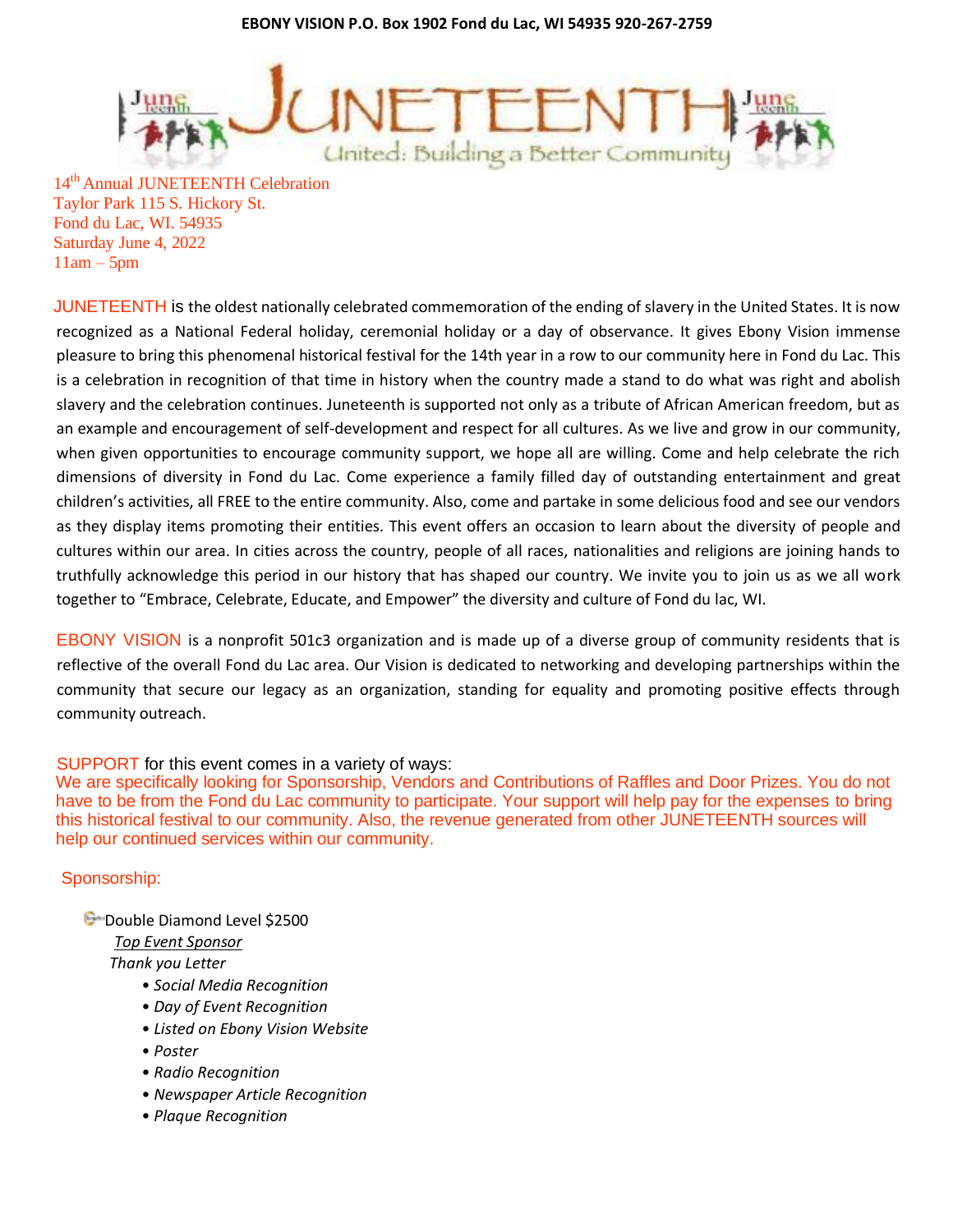**EBONY VISION P.O. Box 1902 Fond du Lac, WI 54935 920-267-2759**

# JUNETEENTH

United: Building a Better Community

14th Annual JUNETEENTH Celebration
Taylor Park 115 S. Hickory St.
Fond du Lac, WI. 54935
Saturday June 4, 2022
11am – 5pm

JUNETEENTH is the oldest nationally celebrated commemoration of the ending of slavery in the United States. It is now recognized as a National Federal holiday, ceremonial holiday or a day of observance. It gives Ebony Vision immense pleasure to bring this phenomenal historical festival for the 14th year in a row to our community here in Fond du Lac. This is a celebration in recognition of that time in history when the country made a stand to do what was right and abolish slavery and the celebration continues. Juneteenth is supported not only as a tribute of African American freedom, but as an example and encouragement of self-development and respect for all cultures. As we live and grow in our community, when given opportunities to encourage community support, we hope all are willing. Come and help celebrate the rich dimensions of diversity in Fond du Lac. Come experience a family filled day of outstanding entertainment and great children's activities, all FREE to the entire community. Also, come and partake in some delicious food and see our vendors as they display items promoting their entities. This event offers an occasion to learn about the diversity of people and cultures within our area. In cities across the country, people of all races, nationalities and religions are joining hands to truthfully acknowledge this period in our history that has shaped our country. We invite you to join us as we all work together to "Embrace, Celebrate, Educate, and Empower" the diversity and culture of Fond du lac, WI.

EBONY VISION is a nonprofit 501c3 organization and is made up of a diverse group of community residents that is reflective of the overall Fond du Lac area. Our Vision is dedicated to networking and developing partnerships within the community that secure our legacy as an organization, standing for equality and promoting positive effects through community outreach.

SUPPORT for this event comes in a variety of ways:
We are specifically looking for Sponsorship, Vendors and Contributions of Raffles and Door Prizes. You do not have to be from the Fond du Lac community to participate. Your support will help pay for the expenses to bring this historical festival to our community. Also, the revenue generated from other JUNETEENTH sources will help our continued services within our community.

Sponsorship:

Double Diamond Level $2500

*__Top Event Sponsor__*

*Thank you Letter*

- *Social Media Recognition*
- *Day of Event Recognition*
- *Listed on Ebony Vision Website*
- *Poster*
- *Radio Recognition*
- *Newspaper Article Recognition*
- *Plaque Recognition*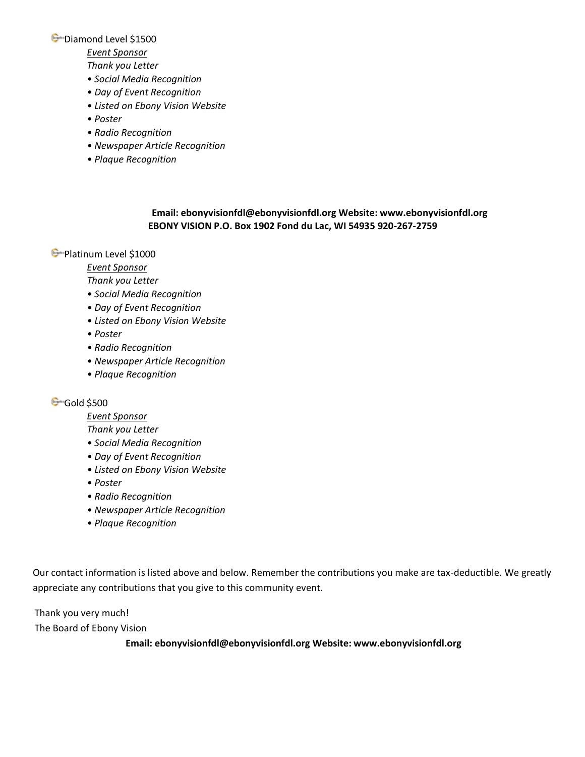Diamond Level $1500

*Event Sponsor*

*Thank you Letter*

- *Social Media Recognition*
- *Day of Event Recognition*
- *Listed on Ebony Vision Website*
- *Poster*
- *Radio Recognition*
- *Newspaper Article Recognition*
- *Plaque Recognition*

**Email: ebonyvisionfdl@ebonyvisionfdl.org Website: www.ebonyvisionfdl.org**
**EBONY VISION P.O. Box 1902 Fond du Lac, WI 54935 920-267-2759**

Platinum Level $1000

*Event Sponsor*

*Thank you Letter*

- *Social Media Recognition*
- *Day of Event Recognition*
- *Listed on Ebony Vision Website*
- *Poster*
- *Radio Recognition*
- *Newspaper Article Recognition*
- *Plaque Recognition*

Gold $500

*Event Sponsor*

*Thank you Letter*

- *Social Media Recognition*
- *Day of Event Recognition*
- *Listed on Ebony Vision Website*
- *Poster*
- *Radio Recognition*
- *Newspaper Article Recognition*
- *Plaque Recognition*

Our contact information is listed above and below. Remember the contributions you make are tax-deductible. We greatly appreciate any contributions that you give to this community event.

Thank you very much!
The Board of Ebony Vision

**Email: ebonyvisionfdl@ebonyvisionfdl.org Website: www.ebonyvisionfdl.org**